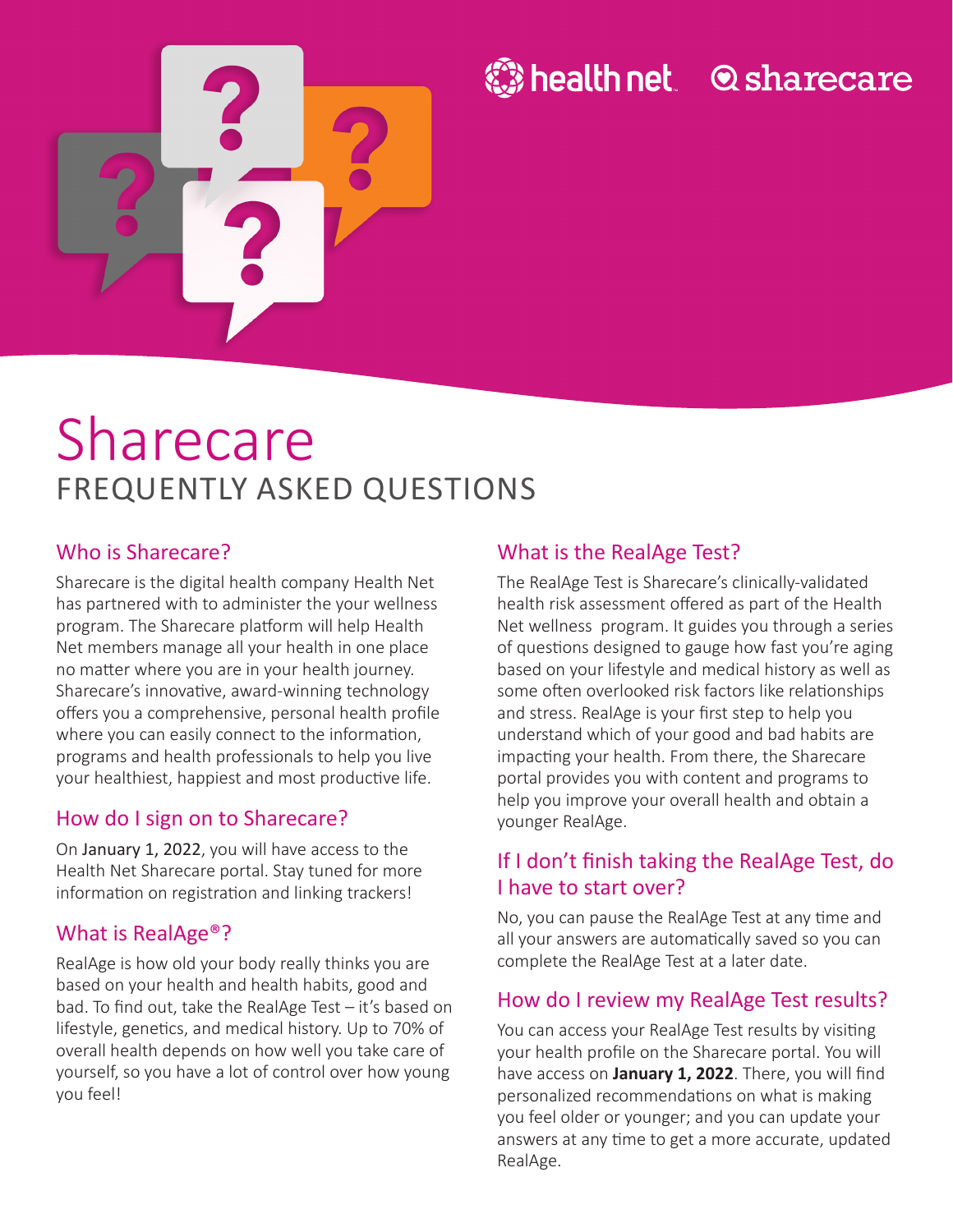# Sharecare

## FREQUENTLY ASKED QUESTIONS

### Who is Sharecare?

Sharecare is the digital health company Health Net has partnered with to administer the your wellness program. The Sharecare platform will help Health Net members manage all your health in one place no matter where you are in your health journey. Sharecare's innovative, award-winning technology offers you a comprehensive, personal health profile where you can easily connect to the information, programs and health professionals to help you live your healthiest, happiest and most productive life.

### How do I sign on to Sharecare?

On January 1, 2022, you will have access to the Health Net Sharecare portal. Stay tuned for more information on registration and linking trackers!

### What is RealAge®?

RealAge is how old your body really thinks you are based on your health and health habits, good and bad. To find out, take the RealAge Test – it's based on lifestyle, genetics, and medical history. Up to 70% of overall health depends on how well you take care of yourself, so you have a lot of control over how young you feel!

### What is the RealAge Test?

The RealAge Test is Sharecare's clinically-validated health risk assessment offered as part of the Health Net wellness program. It guides you through a series of questions designed to gauge how fast you're aging based on your lifestyle and medical history as well as some often overlooked risk factors like relationships and stress. RealAge is your first step to help you understand which of your good and bad habits are impacting your health. From there, the Sharecare portal provides you with content and programs to help you improve your overall health and obtain a younger RealAge.

### If I don't finish taking the RealAge Test, do I have to start over?

No, you can pause the RealAge Test at any time and all your answers are automatically saved so you can complete the RealAge Test at a later date.

### How do I review my RealAge Test results?

You can access your RealAge Test results by visiting your health profile on the Sharecare portal. You will have access on **January 1, 2022**. There, you will find personalized recommendations on what is making you feel older or younger; and you can update your answers at any time to get a more accurate, updated RealAge.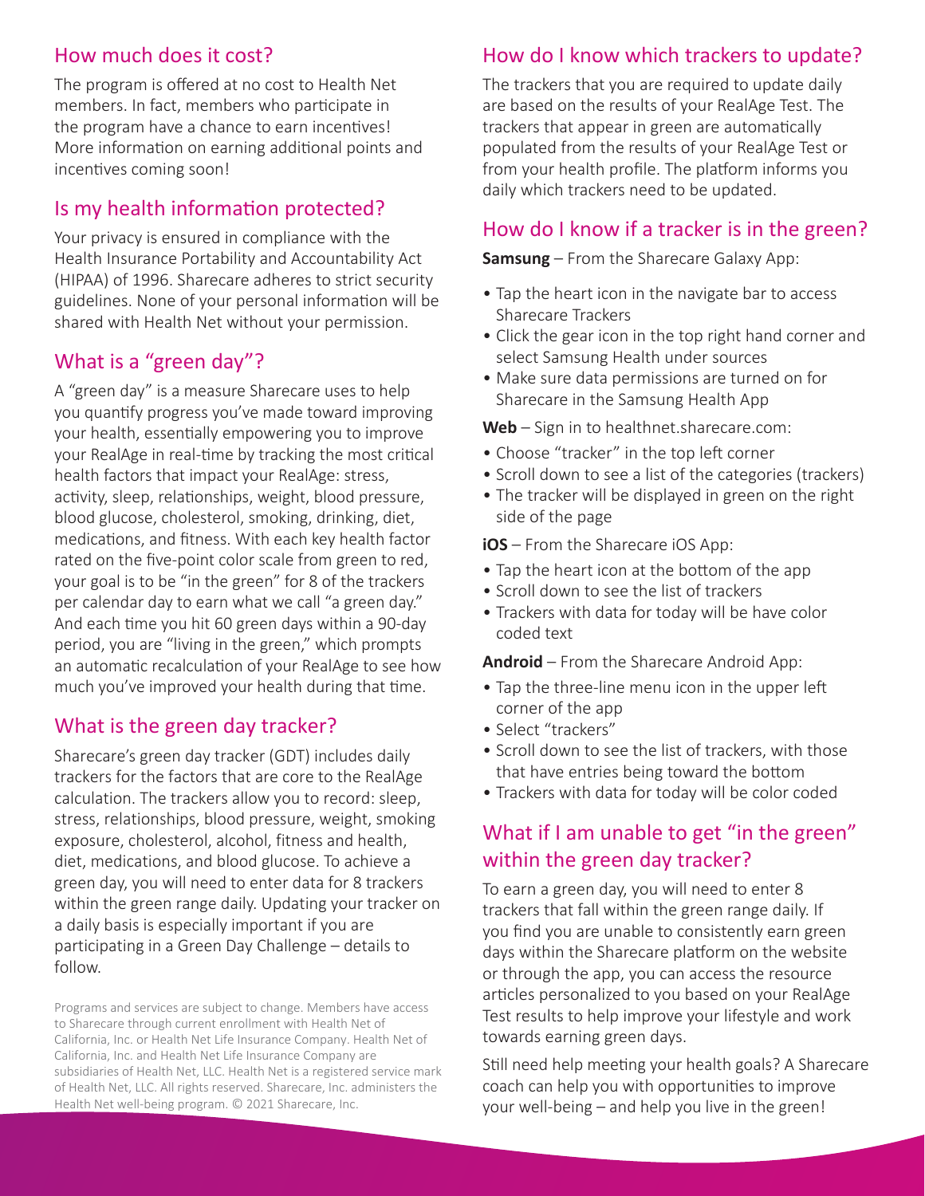## How much does it cost?

The program is offered at no cost to Health Net members. In fact, members who participate in the program have a chance to earn incentives! More information on earning additional points and incentives coming soon!

## Is my health information protected?

Your privacy is ensured in compliance with the Health Insurance Portability and Accountability Act (HIPAA) of 1996. Sharecare adheres to strict security guidelines. None of your personal information will be shared with Health Net without your permission.

## What is a "green day"?

A "green day" is a measure Sharecare uses to help you quantify progress you've made toward improving your health, essentially empowering you to improve your RealAge in real-time by tracking the most critical health factors that impact your RealAge: stress, activity, sleep, relationships, weight, blood pressure, blood glucose, cholesterol, smoking, drinking, diet, medications, and fitness. With each key health factor rated on the five-point color scale from green to red, your goal is to be "in the green" for 8 of the trackers per calendar day to earn what we call "a green day." And each time you hit 60 green days within a 90-day period, you are "living in the green," which prompts an automatic recalculation of your RealAge to see how much you've improved your health during that time.

## What is the green day tracker?

Sharecare's green day tracker (GDT) includes daily trackers for the factors that are core to the RealAge calculation. The trackers allow you to record: sleep, stress, relationships, blood pressure, weight, smoking exposure, cholesterol, alcohol, fitness and health, diet, medications, and blood glucose. To achieve a green day, you will need to enter data for 8 trackers within the green range daily. Updating your tracker on a daily basis is especially important if you are participating in a Green Day Challenge – details to follow.

Programs and services are subject to change. Members have access to Sharecare through current enrollment with Health Net of California, Inc. or Health Net Life Insurance Company. Health Net of California, Inc. and Health Net Life Insurance Company are subsidiaries of Health Net, LLC. Health Net is a registered service mark of Health Net, LLC. All rights reserved. Sharecare, Inc. administers the Health Net well-being program. © 2021 Sharecare, Inc.

## How do I know which trackers to update?

The trackers that you are required to update daily are based on the results of your RealAge Test. The trackers that appear in green are automatically populated from the results of your RealAge Test or from your health profile. The platform informs you daily which trackers need to be updated.

## How do I know if a tracker is in the green?

**Samsung** – From the Sharecare Galaxy App:

- Tap the heart icon in the navigate bar to access Sharecare Trackers
- Click the gear icon in the top right hand corner and select Samsung Health under sources
- Make sure data permissions are turned on for Sharecare in the Samsung Health App

**Web** – Sign in to healthnet.sharecare.com:

- Choose "tracker" in the top left corner
- Scroll down to see a list of the categories (trackers)
- The tracker will be displayed in green on the right side of the page

**iOS** – From the Sharecare iOS App:

- Tap the heart icon at the bottom of the app
- Scroll down to see the list of trackers
- Trackers with data for today will be have color coded text

**Android** – From the Sharecare Android App:

- Tap the three-line menu icon in the upper left corner of the app
- Select "trackers"
- Scroll down to see the list of trackers, with those that have entries being toward the bottom
- Trackers with data for today will be color coded

## What if I am unable to get "in the green" within the green day tracker?

To earn a green day, you will need to enter 8 trackers that fall within the green range daily. If you find you are unable to consistently earn green days within the Sharecare platform on the website or through the app, you can access the resource articles personalized to you based on your RealAge Test results to help improve your lifestyle and work towards earning green days.

Still need help meeting your health goals? A Sharecare coach can help you with opportunities to improve your well-being – and help you live in the green!